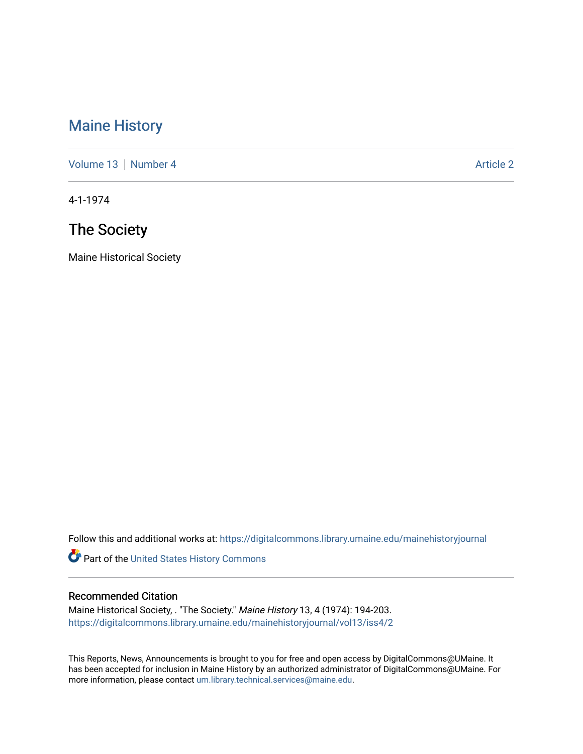# Maine History

Volume 13 | Number 4 Article 2

4-1-1974

## The Society

Maine Historical Society

Follow this and additional works at: https://digitalcommons.library.umaine.edu/mainehistoryjournal

Part of the United States History Commons

### Recommended Citation

Maine Historical Society, . "The Society." *Maine History* 13, 4 (1974): 194-203.
https://digitalcommons.library.umaine.edu/mainehistoryjournal/vol13/iss4/2

This Reports, News, Announcements is brought to you for free and open access by DigitalCommons@UMaine. It has been accepted for inclusion in Maine History by an authorized administrator of DigitalCommons@UMaine. For more information, please contact um.library.technical.services@maine.edu.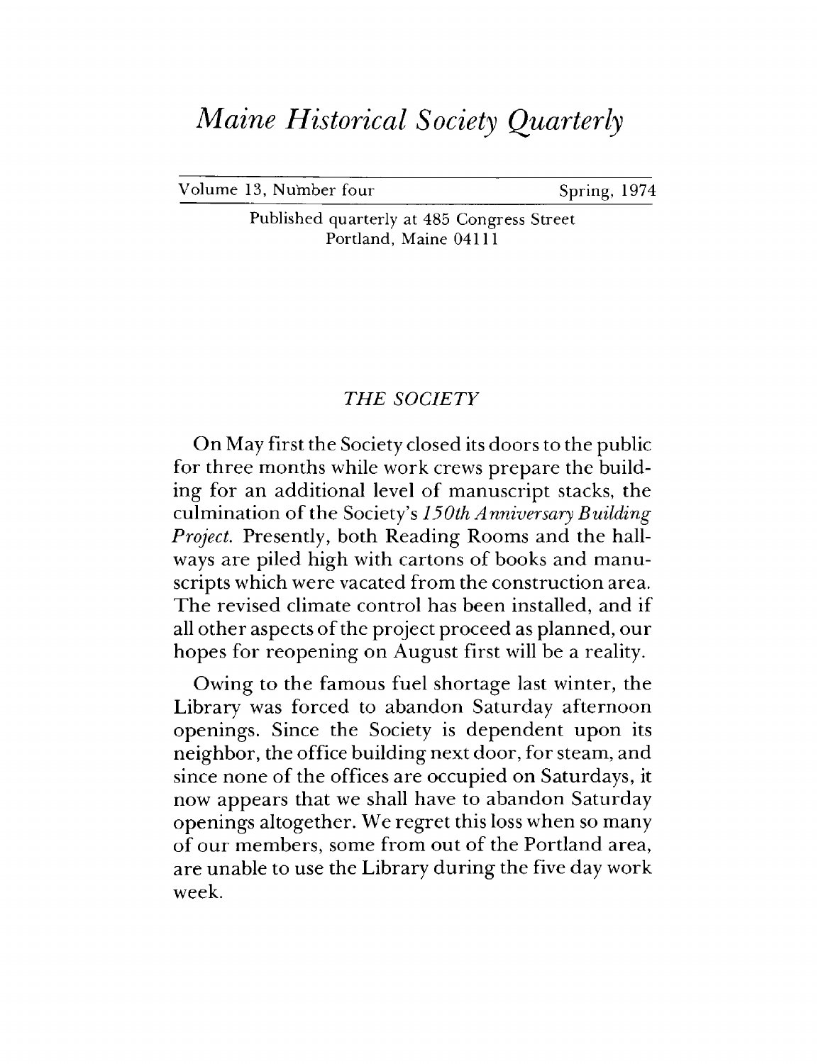# *Maine Historical Society Quarterly*

Volume 13, Number four — Spring, 1974

Published quarterly at 485 Congress Street
Portland, Maine 04111

## *THE SOCIETY*

On May first the Society closed its doors to the public for three months while work crews prepare the building for an additional level of manuscript stacks, the culmination of the Society's *150th Anniversary Building Project.* Presently, both Reading Rooms and the hallways are piled high with cartons of books and manuscripts which were vacated from the construction area. The revised climate control has been installed, and if all other aspects of the project proceed as planned, our hopes for reopening on August first will be a reality.

Owing to the famous fuel shortage last winter, the Library was forced to abandon Saturday afternoon openings. Since the Society is dependent upon its neighbor, the office building next door, for steam, and since none of the offices are occupied on Saturdays, it now appears that we shall have to abandon Saturday openings altogether. We regret this loss when so many of our members, some from out of the Portland area, are unable to use the Library during the five day work week.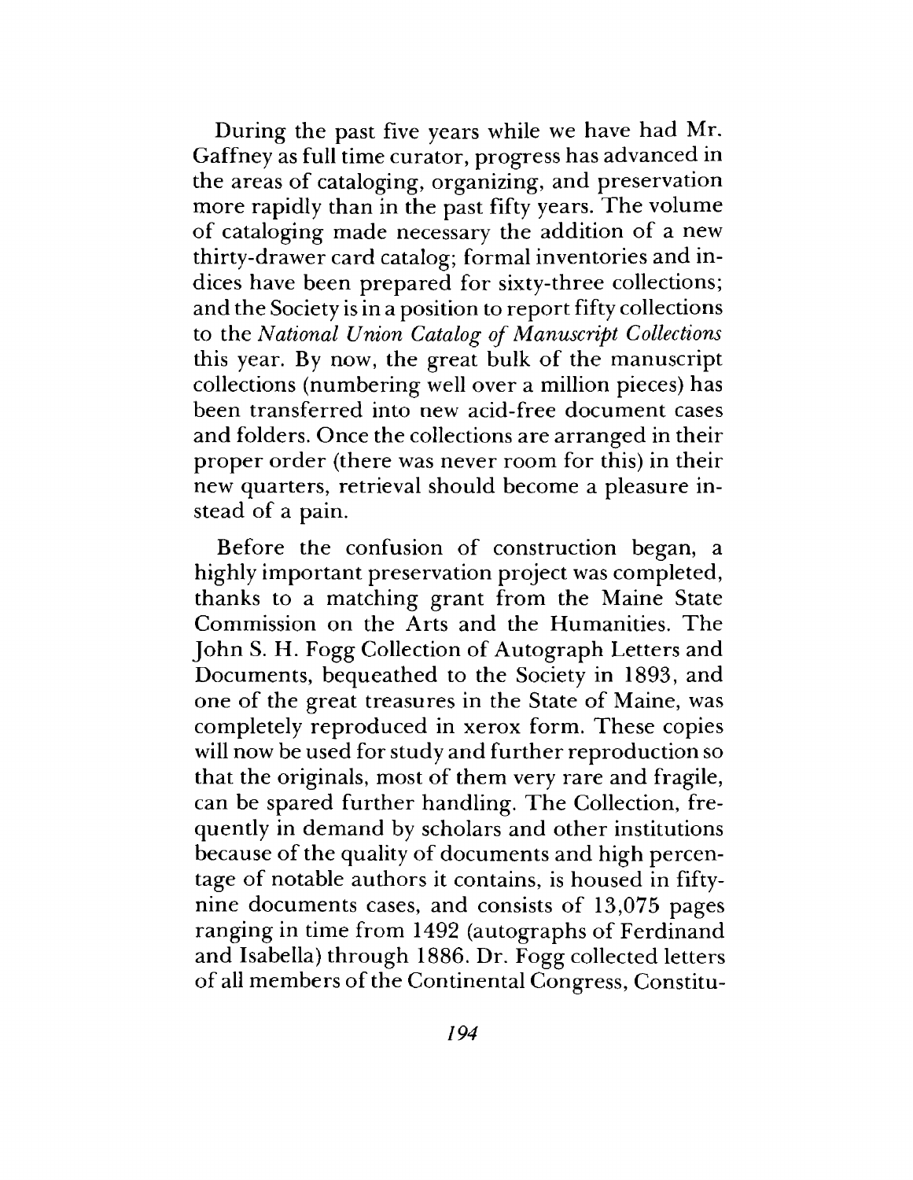During the past five years while we have had Mr. Gaffney as full time curator, progress has advanced in the areas of cataloging, organizing, and preservation more rapidly than in the past fifty years. The volume of cataloging made necessary the addition of a new thirty-drawer card catalog; formal inventories and indices have been prepared for sixty-three collections; and the Society is in a position to report fifty collections to the *National Union Catalog of Manuscript Collections* this year. By now, the great bulk of the manuscript collections (numbering well over a million pieces) has been transferred into new acid-free document cases and folders. Once the collections are arranged in their proper order (there was never room for this) in their new quarters, retrieval should become a pleasure instead of a pain.

Before the confusion of construction began, a highly important preservation project was completed, thanks to a matching grant from the Maine State Commission on the Arts and the Humanities. The John S. H. Fogg Collection of Autograph Letters and Documents, bequeathed to the Society in 1893, and one of the great treasures in the State of Maine, was completely reproduced in xerox form. These copies will now be used for study and further reproduction so that the originals, most of them very rare and fragile, can be spared further handling. The Collection, frequently in demand by scholars and other institutions because of the quality of documents and high percentage of notable authors it contains, is housed in fifty-nine documents cases, and consists of 13,075 pages ranging in time from 1492 (autographs of Ferdinand and Isabella) through 1886. Dr. Fogg collected letters of all members of the Continental Congress, Constitu-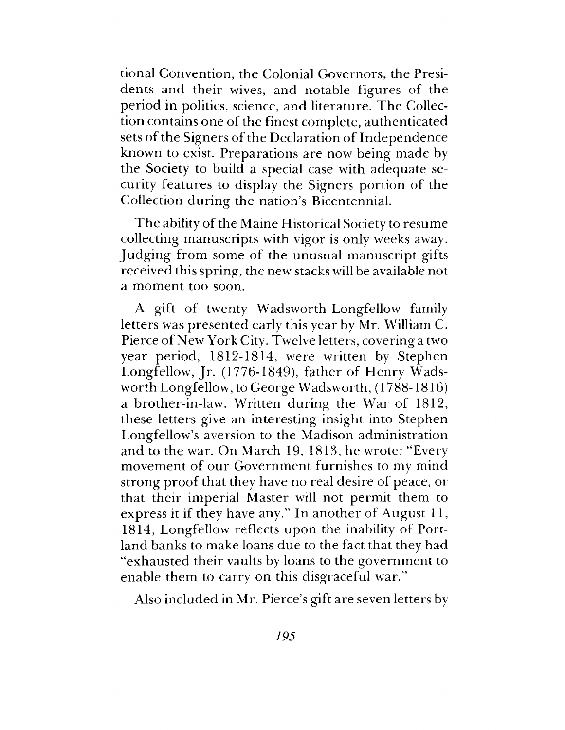tional Convention, the Colonial Governors, the Presidents and their wives, and notable figures of the period in politics, science, and literature. The Collection contains one of the finest complete, authenticated sets of the Signers of the Declaration of Independence known to exist. Preparations are now being made by the Society to build a special case with adequate security features to display the Signers portion of the Collection during the nation's Bicentennial.

The ability of the Maine Historical Society to resume collecting manuscripts with vigor is only weeks away. Judging from some of the unusual manuscript gifts received this spring, the new stacks will be available not a moment too soon.

A gift of twenty Wadsworth-Longfellow family letters was presented early this year by Mr. William C. Pierce of New York City. Twelve letters, covering a two year period, 1812-1814, were written by Stephen Longfellow, Jr. (1776-1849), father of Henry Wadsworth Longfellow, to George Wadsworth, (1788-1816) a brother-in-law. Written during the War of 1812, these letters give an interesting insight into Stephen Longfellow's aversion to the Madison administration and to the war. On March 19, 1813, he wrote: "Every movement of our Government furnishes to my mind strong proof that they have no real desire of peace, or that their imperial Master will not permit them to express it if they have any." In another of August 11, 1814, Longfellow reflects upon the inability of Portland banks to make loans due to the fact that they had "exhausted their vaults by loans to the government to enable them to carry on this disgraceful war."

Also included in Mr. Pierce's gift are seven letters by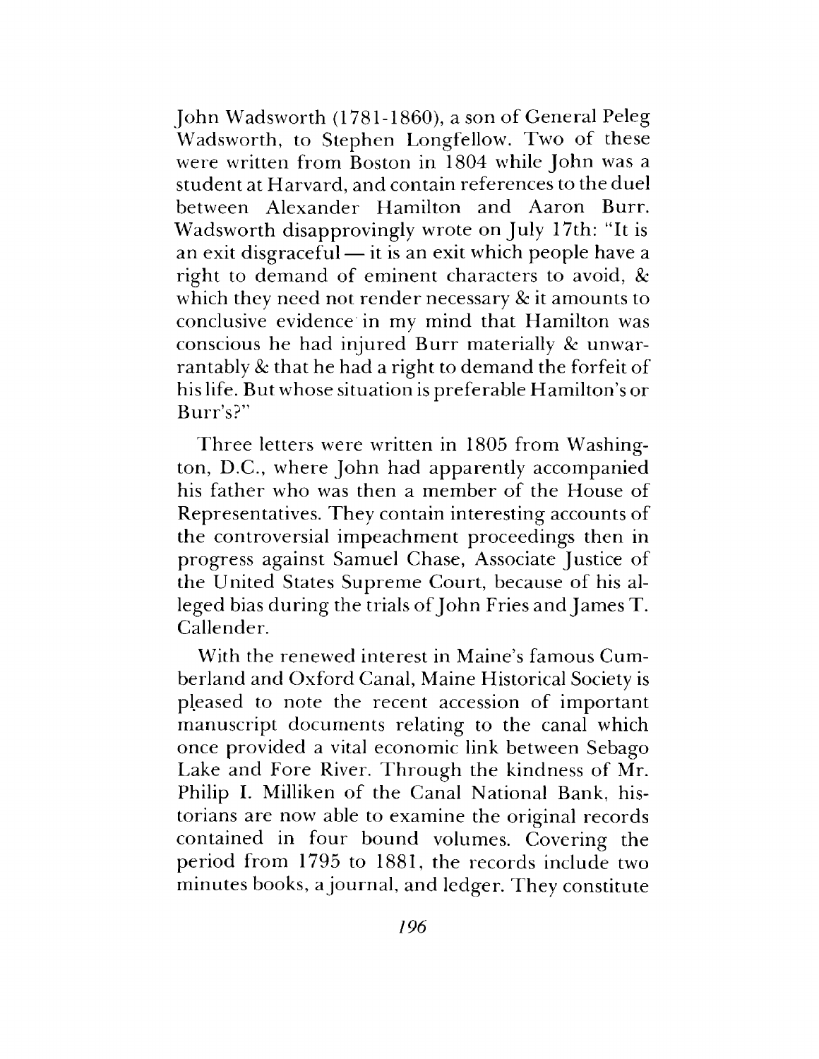John Wadsworth (1781-1860), a son of General Peleg Wadsworth, to Stephen Longfellow. Two of these were written from Boston in 1804 while John was a student at Harvard, and contain references to the duel between Alexander Hamilton and Aaron Burr. Wadsworth disapprovingly wrote on July 17th: "It is an exit disgraceful — it is an exit which people have a right to demand of eminent characters to avoid, & which they need not render necessary & it amounts to conclusive evidence in my mind that Hamilton was conscious he had injured Burr materially & unwarrantably & that he had a right to demand the forfeit of his life. But whose situation is preferable Hamilton's or Burr's?"

Three letters were written in 1805 from Washington, D.C., where John had apparently accompanied his father who was then a member of the House of Representatives. They contain interesting accounts of the controversial impeachment proceedings then in progress against Samuel Chase, Associate Justice of the United States Supreme Court, because of his alleged bias during the trials of John Fries and James T. Callender.

With the renewed interest in Maine's famous Cumberland and Oxford Canal, Maine Historical Society is pleased to note the recent accession of important manuscript documents relating to the canal which once provided a vital economic link between Sebago Lake and Fore River. Through the kindness of Mr. Philip I. Milliken of the Canal National Bank, historians are now able to examine the original records contained in four bound volumes. Covering the period from 1795 to 1881, the records include two minutes books, a journal, and ledger. They constitute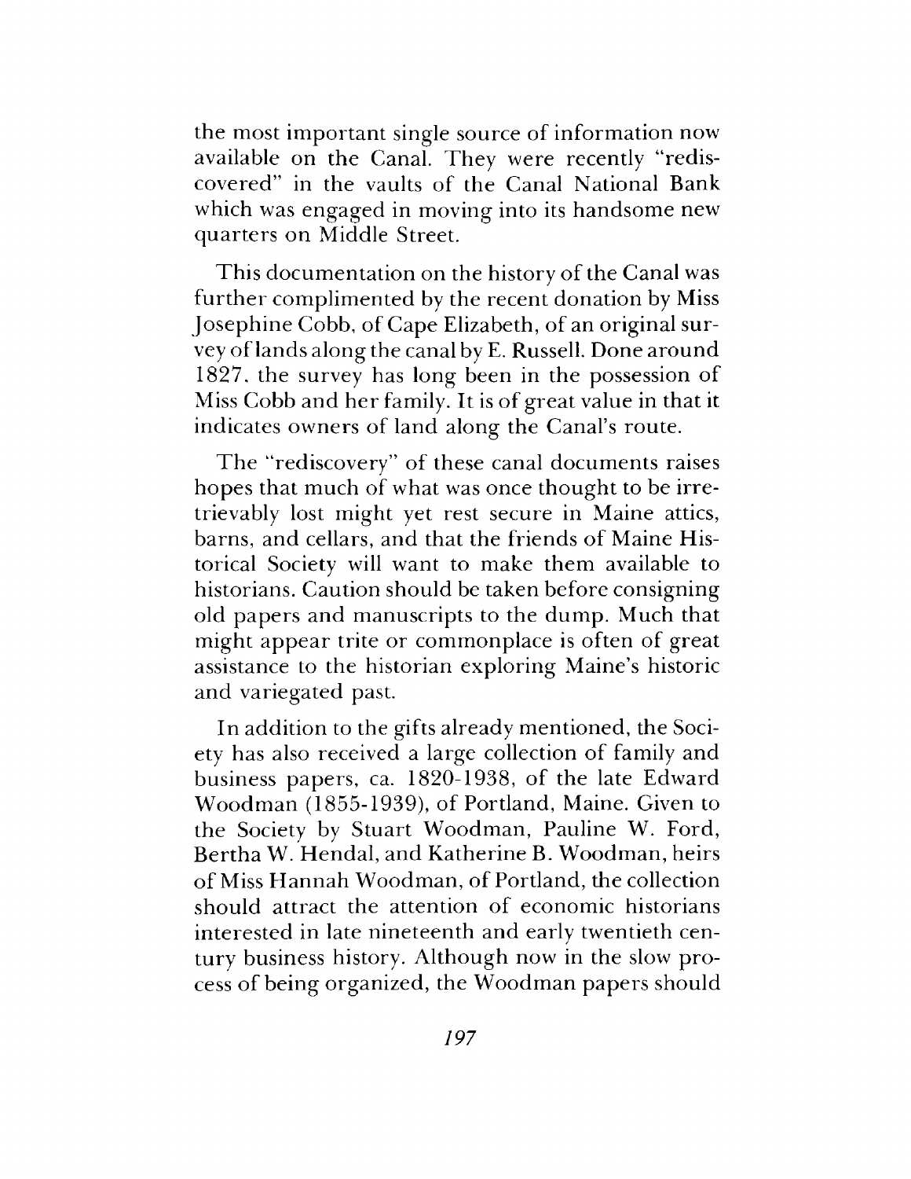the most important single source of information now available on the Canal. They were recently "rediscovered" in the vaults of the Canal National Bank which was engaged in moving into its handsome new quarters on Middle Street.

This documentation on the history of the Canal was further complimented by the recent donation by Miss Josephine Cobb, of Cape Elizabeth, of an original survey of lands along the canal by E. Russell. Done around 1827, the survey has long been in the possession of Miss Cobb and her family. It is of great value in that it indicates owners of land along the Canal's route.

The "rediscovery" of these canal documents raises hopes that much of what was once thought to be irretrievably lost might yet rest secure in Maine attics, barns, and cellars, and that the friends of Maine Historical Society will want to make them available to historians. Caution should be taken before consigning old papers and manuscripts to the dump. Much that might appear trite or commonplace is often of great assistance to the historian exploring Maine's historic and variegated past.

In addition to the gifts already mentioned, the Society has also received a large collection of family and business papers, ca. 1820-1938, of the late Edward Woodman (1855-1939), of Portland, Maine. Given to the Society by Stuart Woodman, Pauline W. Ford, Bertha W. Hendal, and Katherine B. Woodman, heirs of Miss Hannah Woodman, of Portland, the collection should attract the attention of economic historians interested in late nineteenth and early twentieth century business history. Although now in the slow process of being organized, the Woodman papers should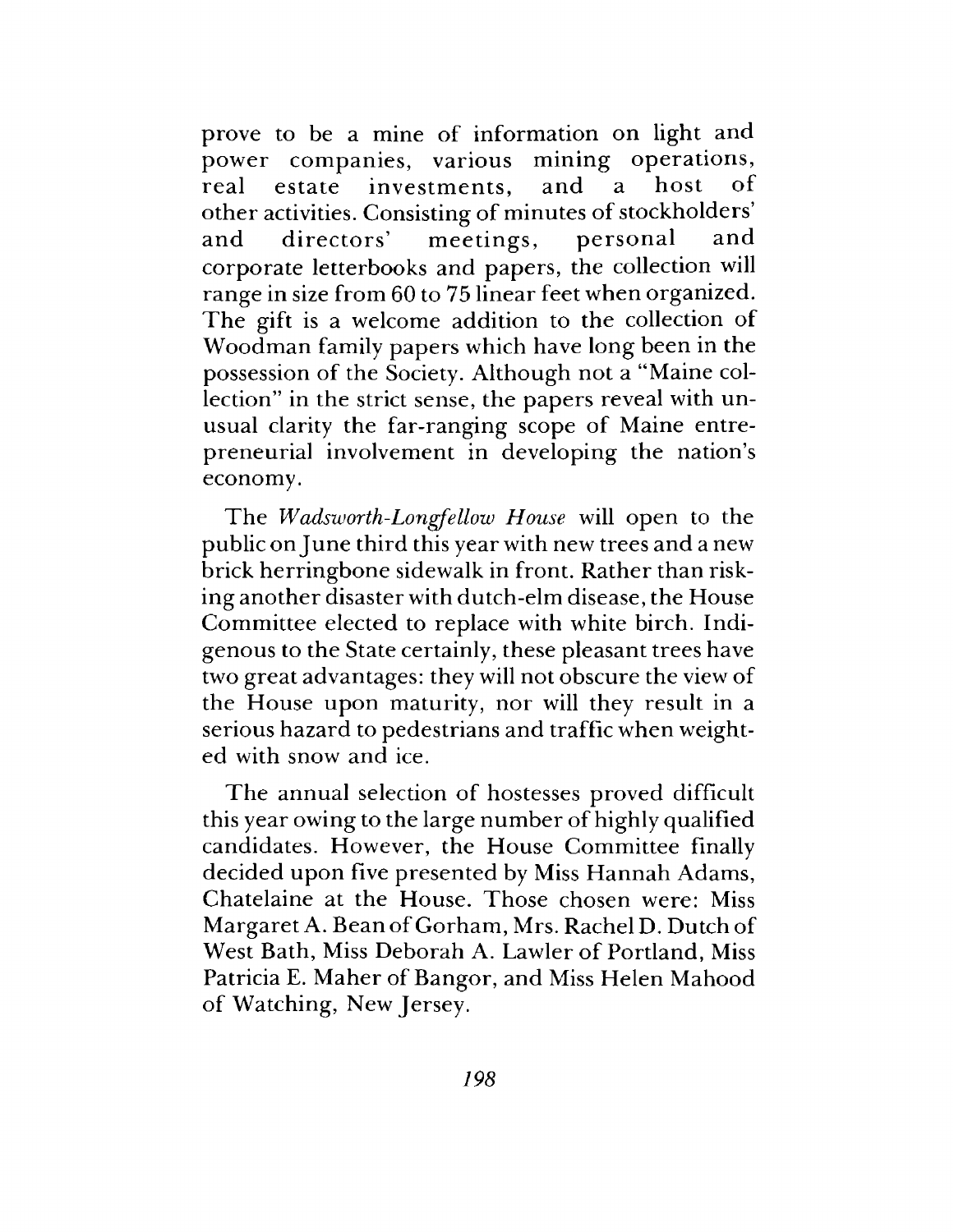prove to be a mine of information on light and power companies, various mining operations, real estate investments, and a host of other activities. Consisting of minutes of stockholders' and directors' meetings, personal and corporate letterbooks and papers, the collection will range in size from 60 to 75 linear feet when organized. The gift is a welcome addition to the collection of Woodman family papers which have long been in the possession of the Society. Although not a "Maine collection" in the strict sense, the papers reveal with unusual clarity the far-ranging scope of Maine entrepreneurial involvement in developing the nation's economy.

The *Wadsworth-Longfellow House* will open to the public on June third this year with new trees and a new brick herringbone sidewalk in front. Rather than risking another disaster with dutch-elm disease, the House Committee elected to replace with white birch. Indigenous to the State certainly, these pleasant trees have two great advantages: they will not obscure the view of the House upon maturity, nor will they result in a serious hazard to pedestrians and traffic when weighted with snow and ice.

The annual selection of hostesses proved difficult this year owing to the large number of highly qualified candidates. However, the House Committee finally decided upon five presented by Miss Hannah Adams, Chatelaine at the House. Those chosen were: Miss Margaret A. Bean of Gorham, Mrs. Rachel D. Dutch of West Bath, Miss Deborah A. Lawler of Portland, Miss Patricia E. Maher of Bangor, and Miss Helen Mahood of Watching, New Jersey.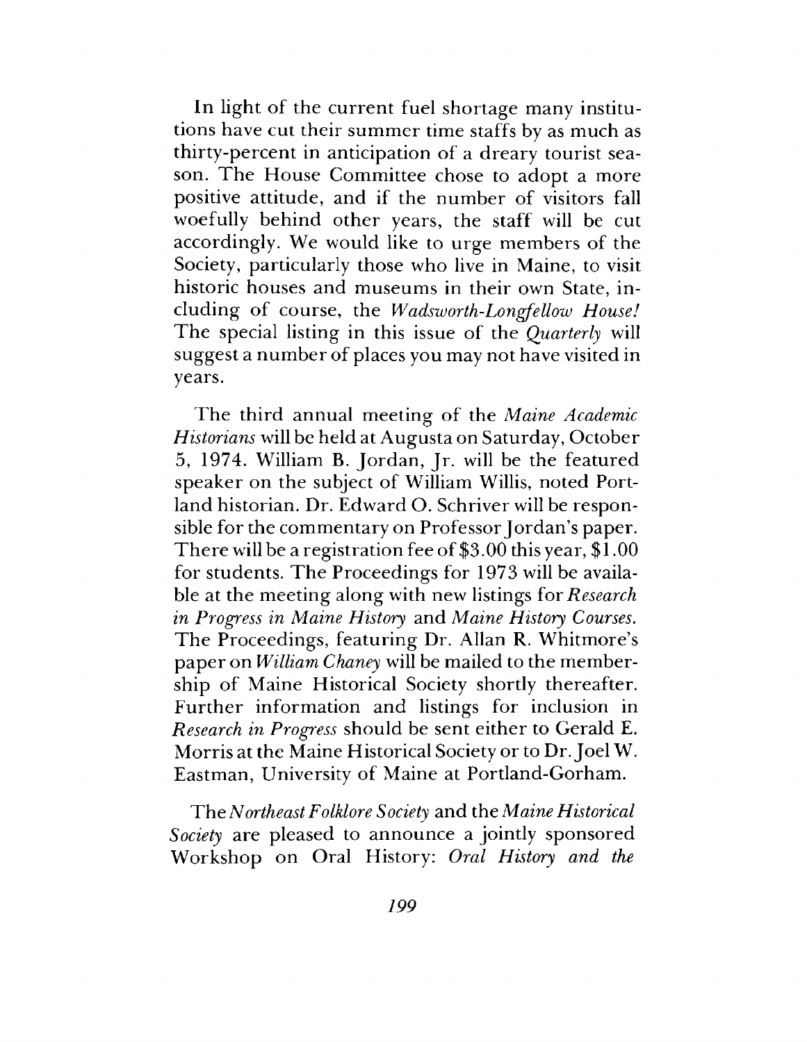In light of the current fuel shortage many institutions have cut their summer time staffs by as much as thirty-percent in anticipation of a dreary tourist season. The House Committee chose to adopt a more positive attitude, and if the number of visitors fall woefully behind other years, the staff will be cut accordingly. We would like to urge members of the Society, particularly those who live in Maine, to visit historic houses and museums in their own State, including of course, the *Wadsworth-Longfellow House!* The special listing in this issue of the *Quarterly* will suggest a number of places you may not have visited in years.

The third annual meeting of the *Maine Academic Historians* will be held at Augusta on Saturday, October 5, 1974. William B. Jordan, Jr. will be the featured speaker on the subject of William Willis, noted Portland historian. Dr. Edward O. Schriver will be responsible for the commentary on Professor Jordan's paper. There will be a registration fee of $3.00 this year, $1.00 for students. The Proceedings for 1973 will be available at the meeting along with new listings for *Research in Progress in Maine History* and *Maine History Courses.* The Proceedings, featuring Dr. Allan R. Whitmore's paper on *William Chaney* will be mailed to the membership of Maine Historical Society shortly thereafter. Further information and listings for inclusion in *Research in Progress* should be sent either to Gerald E. Morris at the Maine Historical Society or to Dr. Joel W. Eastman, University of Maine at Portland-Gorham.

The *Northeast Folklore Society* and the *Maine Historical Society* are pleased to announce a jointly sponsored Workshop on Oral History: *Oral History and the*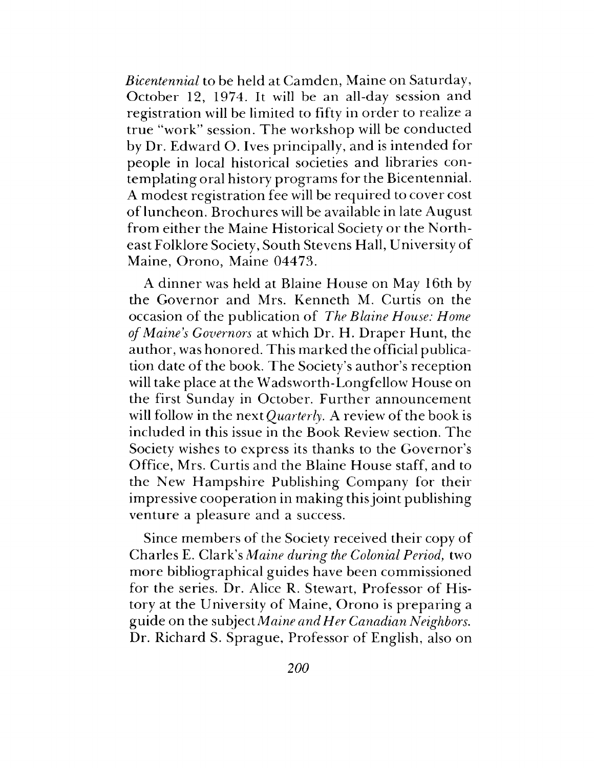*Bicentennial* to be held at Camden, Maine on Saturday, October 12, 1974. It will be an all-day session and registration will be limited to fifty in order to realize a true "work" session. The workshop will be conducted by Dr. Edward O. Ives principally, and is intended for people in local historical societies and libraries contemplating oral history programs for the Bicentennial. A modest registration fee will be required to cover cost of luncheon. Brochures will be available in late August from either the Maine Historical Society or the Northeast Folklore Society, South Stevens Hall, University of Maine, Orono, Maine 04473.

A dinner was held at Blaine House on May 16th by the Governor and Mrs. Kenneth M. Curtis on the occasion of the publication of *The Blaine House: Home of Maine's Governors* at which Dr. H. Draper Hunt, the author, was honored. This marked the official publication date of the book. The Society's author's reception will take place at the Wadsworth-Longfellow House on the first Sunday in October. Further announcement will follow in the next *Quarterly.* A review of the book is included in this issue in the Book Review section. The Society wishes to express its thanks to the Governor's Office, Mrs. Curtis and the Blaine House staff, and to the New Hampshire Publishing Company for their impressive cooperation in making this joint publishing venture a pleasure and a success.

Since members of the Society received their copy of Charles E. Clark's *Maine during the Colonial Period,* two more bibliographical guides have been commissioned for the series. Dr. Alice R. Stewart, Professor of History at the University of Maine, Orono is preparing a guide on the subject *Maine and Her Canadian Neighbors.* Dr. Richard S. Sprague, Professor of English, also on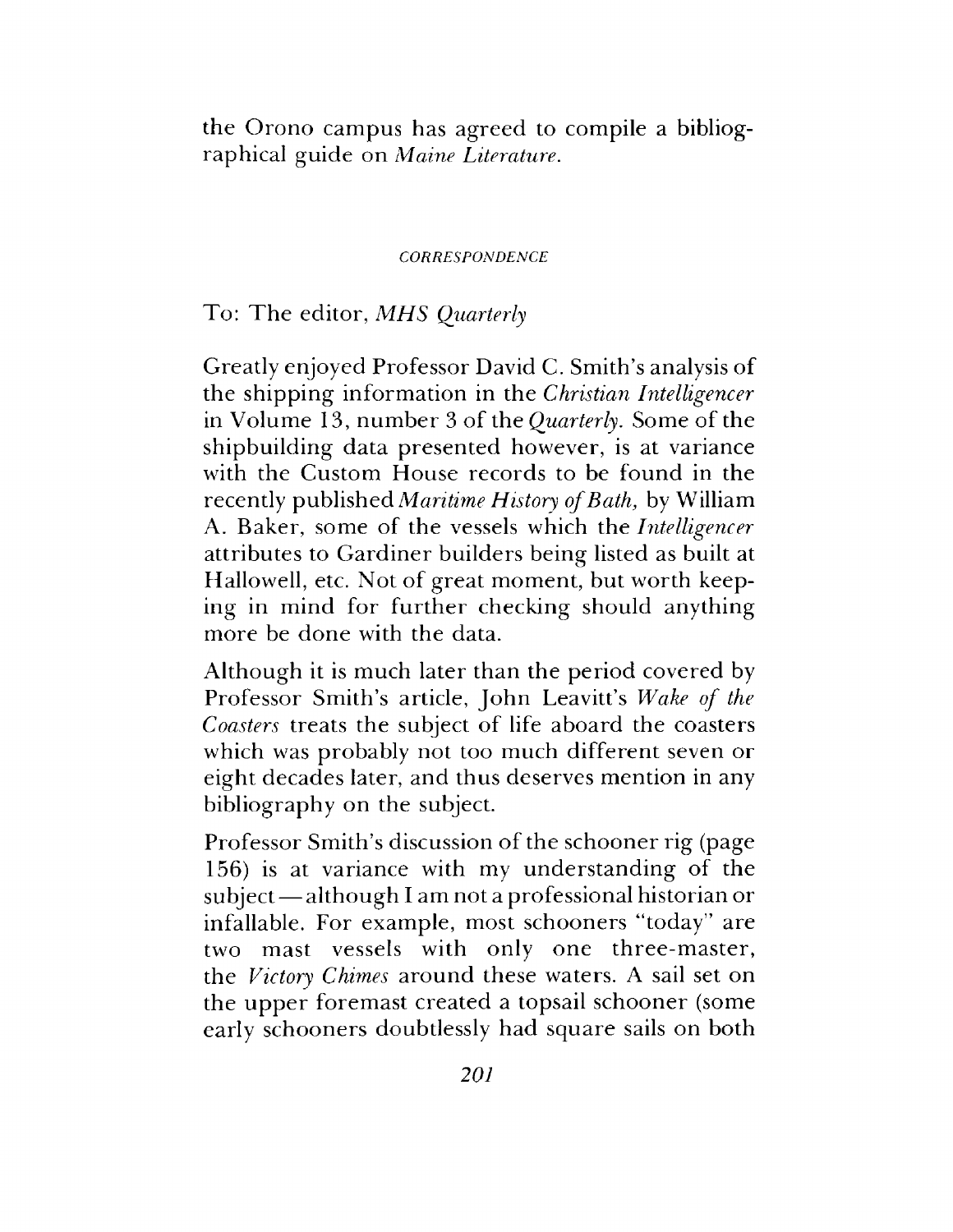the Orono campus has agreed to compile a bibliographical guide on *Maine Literature*.

### *CORRESPONDENCE*

To: The editor, *MHS Quarterly*

Greatly enjoyed Professor David C. Smith's analysis of the shipping information in the *Christian Intelligencer* in Volume 13, number 3 of the *Quarterly*. Some of the shipbuilding data presented however, is at variance with the Custom House records to be found in the recently published *Maritime History of Bath*, by William A. Baker, some of the vessels which the *Intelligencer* attributes to Gardiner builders being listed as built at Hallowell, etc. Not of great moment, but worth keeping in mind for further checking should anything more be done with the data.

Although it is much later than the period covered by Professor Smith's article, John Leavitt's *Wake of the Coasters* treats the subject of life aboard the coasters which was probably not too much different seven or eight decades later, and thus deserves mention in any bibliography on the subject.

Professor Smith's discussion of the schooner rig (page 156) is at variance with my understanding of the subject — although I am not a professional historian or infallable. For example, most schooners "today" are two mast vessels with only one three-master, the *Victory Chimes* around these waters. A sail set on the upper foremast created a topsail schooner (some early schooners doubtlessly had square sails on both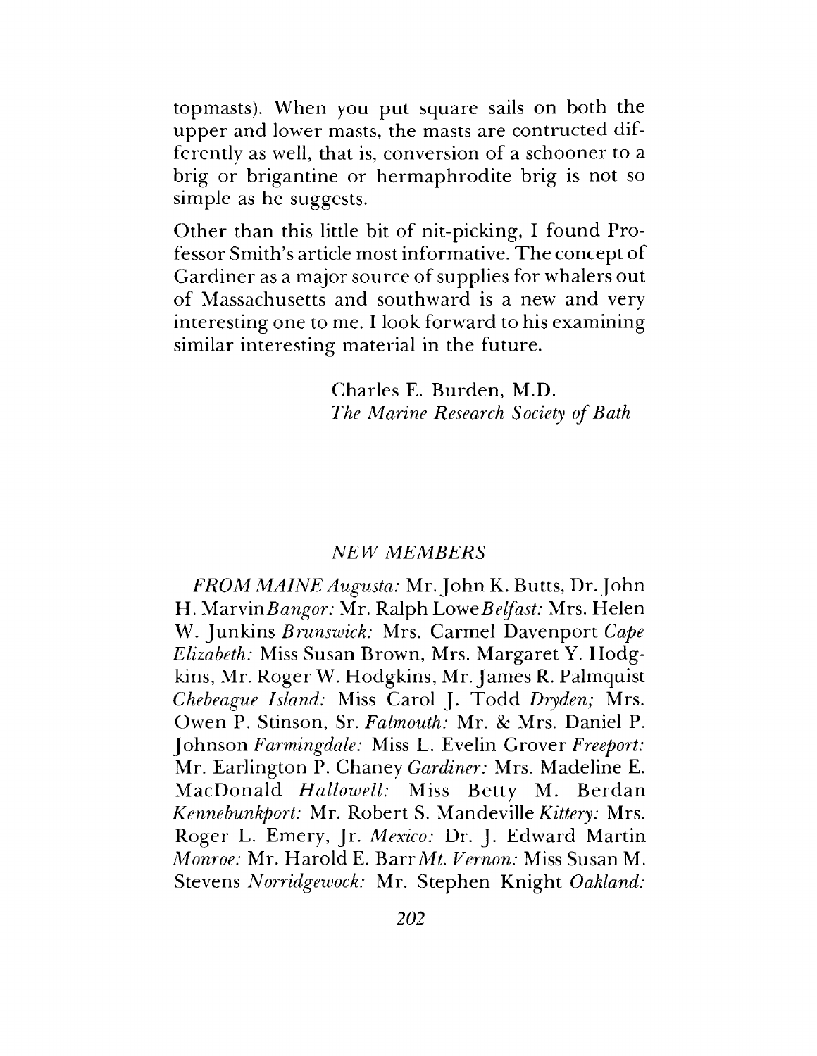topmasts). When you put square sails on both the upper and lower masts, the masts are contructed differently as well, that is, conversion of a schooner to a brig or brigantine or hermaphrodite brig is not so simple as he suggests.

Other than this little bit of nit-picking, I found Professor Smith's article most informative. The concept of Gardiner as a major source of supplies for whalers out of Massachusetts and southward is a new and very interesting one to me. I look forward to his examining similar interesting material in the future.

Charles E. Burden, M.D.
*The Marine Research Society of Bath*

## *NEW MEMBERS*

*FROM MAINE Augusta:* Mr. John K. Butts, Dr. John H. Marvin *Bangor:* Mr. Ralph Lowe *Belfast:* Mrs. Helen W. Junkins *Brunswick:* Mrs. Carmel Davenport *Cape Elizabeth:* Miss Susan Brown, Mrs. Margaret Y. Hodgkins, Mr. Roger W. Hodgkins, Mr. James R. Palmquist *Chebeague Island:* Miss Carol J. Todd *Dryden;* Mrs. Owen P. Stinson, Sr. *Falmouth:* Mr. & Mrs. Daniel P. Johnson *Farmingdale:* Miss L. Evelin Grover *Freeport:* Mr. Earlington P. Chaney *Gardiner:* Mrs. Madeline E. MacDonald *Hallowell:* Miss Betty M. Berdan *Kennebunkport:* Mr. Robert S. Mandeville *Kittery:* Mrs. Roger L. Emery, Jr. *Mexico:* Dr. J. Edward Martin *Monroe:* Mr. Harold E. Barr *Mt. Vernon:* Miss Susan M. Stevens *Norridgewock:* Mr. Stephen Knight *Oakland:*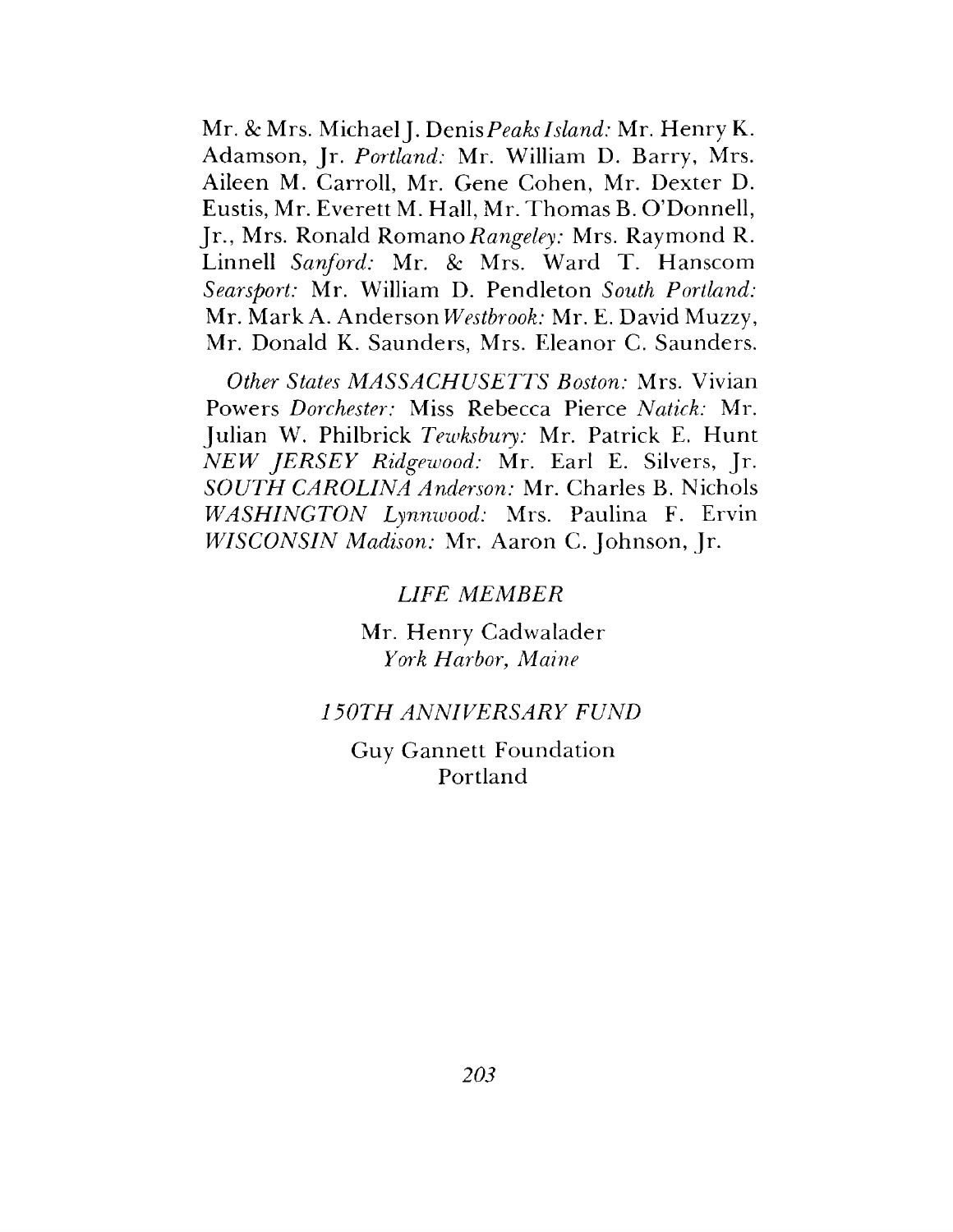Mr. & Mrs. Michael J. Denis *Peaks Island:* Mr. Henry K. Adamson, Jr. *Portland:* Mr. William D. Barry, Mrs. Aileen M. Carroll, Mr. Gene Cohen, Mr. Dexter D. Eustis, Mr. Everett M. Hall, Mr. Thomas B. O'Donnell, Jr., Mrs. Ronald Romano *Rangeley:* Mrs. Raymond R. Linnell *Sanford:* Mr. & Mrs. Ward T. Hanscom *Searsport:* Mr. William D. Pendleton *South Portland:* Mr. Mark A. Anderson *Westbrook:* Mr. E. David Muzzy, Mr. Donald K. Saunders, Mrs. Eleanor C. Saunders.

*Other States MASSACHUSETTS Boston:* Mrs. Vivian Powers *Dorchester:* Miss Rebecca Pierce *Natick:* Mr. Julian W. Philbrick *Tewksbury:* Mr. Patrick E. Hunt *NEW JERSEY Ridgewood:* Mr. Earl E. Silvers, Jr. *SOUTH CAROLINA Anderson:* Mr. Charles B. Nichols *WASHINGTON Lynnwood:* Mrs. Paulina F. Ervin *WISCONSIN Madison:* Mr. Aaron C. Johnson, Jr.

*LIFE MEMBER*

Mr. Henry Cadwalader
*York Harbor, Maine*

*150TH ANNIVERSARY FUND*

Guy Gannett Foundation
Portland